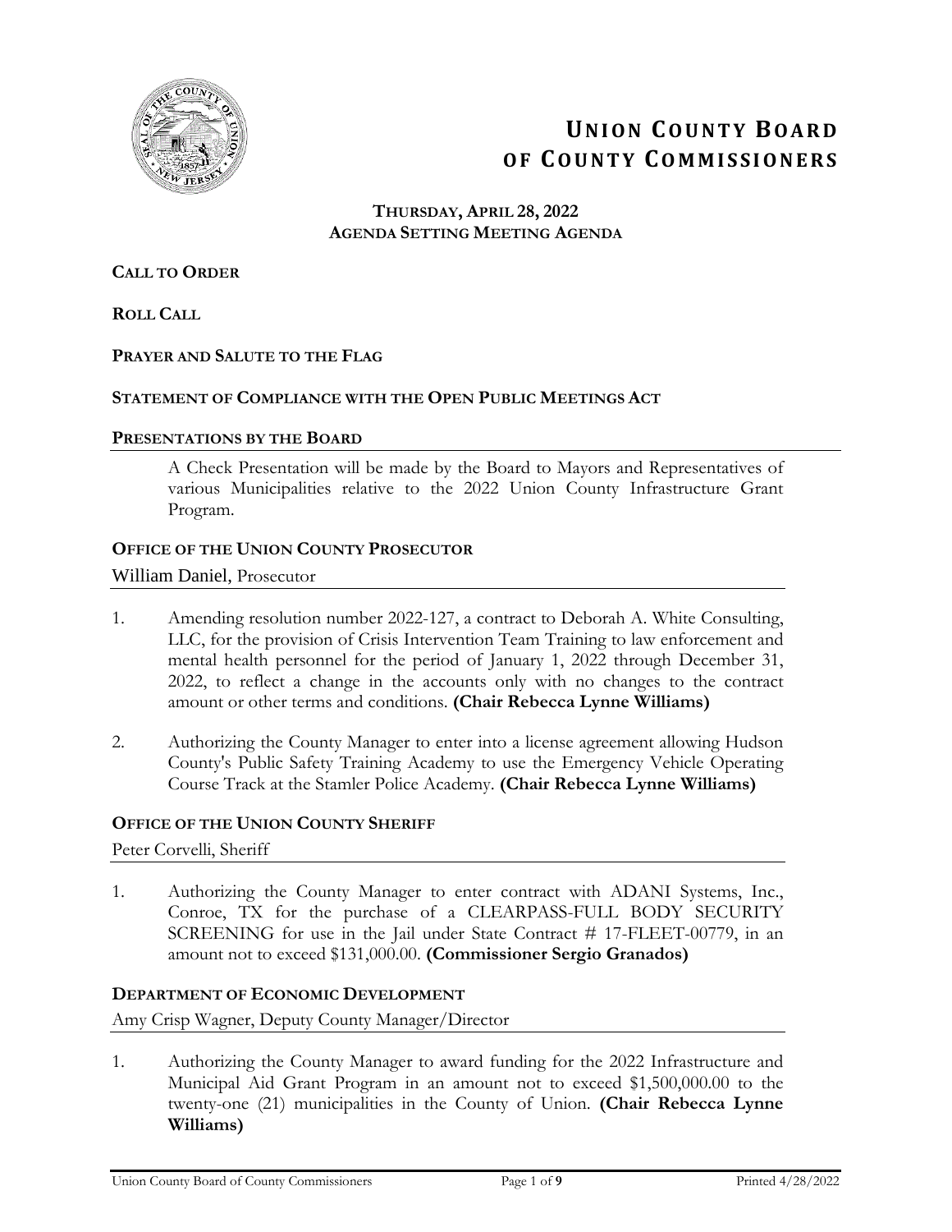# UNION COUNTY BOARD OF COUNTY COMMISSIONERS

**THURSDAY, APRIL 28, 2022**
**AGENDA SETTING MEETING AGENDA**

**CALL TO ORDER**

**ROLL CALL**

**PRAYER AND SALUTE TO THE FLAG**

**STATEMENT OF COMPLIANCE WITH THE OPEN PUBLIC MEETINGS ACT**

**PRESENTATIONS BY THE BOARD**

A Check Presentation will be made by the Board to Mayors and Representatives of various Municipalities relative to the 2022 Union County Infrastructure Grant Program.

**OFFICE OF THE UNION COUNTY PROSECUTOR**

William Daniel, Prosecutor

1. Amending resolution number 2022-127, a contract to Deborah A. White Consulting, LLC, for the provision of Crisis Intervention Team Training to law enforcement and mental health personnel for the period of January 1, 2022 through December 31, 2022, to reflect a change in the accounts only with no changes to the contract amount or other terms and conditions. **(Chair Rebecca Lynne Williams)**

2. Authorizing the County Manager to enter into a license agreement allowing Hudson County's Public Safety Training Academy to use the Emergency Vehicle Operating Course Track at the Stamler Police Academy. **(Chair Rebecca Lynne Williams)**

**OFFICE OF THE UNION COUNTY SHERIFF**

Peter Corvelli, Sheriff

1. Authorizing the County Manager to enter contract with ADANI Systems, Inc., Conroe, TX for the purchase of a CLEARPASS-FULL BODY SECURITY SCREENING for use in the Jail under State Contract # 17-FLEET-00779, in an amount not to exceed $131,000.00. **(Commissioner Sergio Granados)**

**DEPARTMENT OF ECONOMIC DEVELOPMENT**

Amy Crisp Wagner, Deputy County Manager/Director

1. Authorizing the County Manager to award funding for the 2022 Infrastructure and Municipal Aid Grant Program in an amount not to exceed $1,500,000.00 to the twenty-one (21) municipalities in the County of Union. **(Chair Rebecca Lynne Williams)**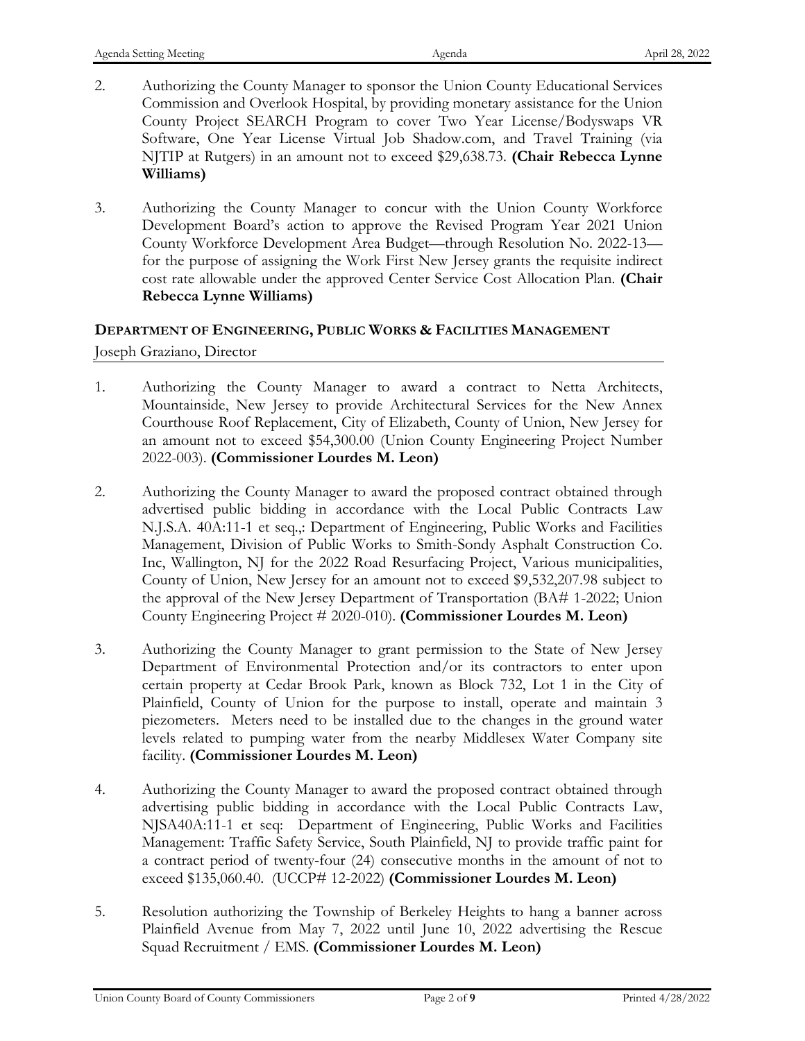2. Authorizing the County Manager to sponsor the Union County Educational Services Commission and Overlook Hospital, by providing monetary assistance for the Union County Project SEARCH Program to cover Two Year License/Bodyswaps VR Software, One Year License Virtual Job Shadow.com, and Travel Training (via NJTIP at Rutgers) in an amount not to exceed $29,638.73. **(Chair Rebecca Lynne Williams)**

3. Authorizing the County Manager to concur with the Union County Workforce Development Board's action to approve the Revised Program Year 2021 Union County Workforce Development Area Budget—through Resolution No. 2022-13—for the purpose of assigning the Work First New Jersey grants the requisite indirect cost rate allowable under the approved Center Service Cost Allocation Plan. **(Chair Rebecca Lynne Williams)**

## DEPARTMENT OF ENGINEERING, PUBLIC WORKS & FACILITIES MANAGEMENT

Joseph Graziano, Director

1. Authorizing the County Manager to award a contract to Netta Architects, Mountainside, New Jersey to provide Architectural Services for the New Annex Courthouse Roof Replacement, City of Elizabeth, County of Union, New Jersey for an amount not to exceed $54,300.00 (Union County Engineering Project Number 2022-003). **(Commissioner Lourdes M. Leon)**

2. Authorizing the County Manager to award the proposed contract obtained through advertised public bidding in accordance with the Local Public Contracts Law N.J.S.A. 40A:11-1 et seq.,: Department of Engineering, Public Works and Facilities Management, Division of Public Works to Smith-Sondy Asphalt Construction Co. Inc, Wallington, NJ for the 2022 Road Resurfacing Project, Various municipalities, County of Union, New Jersey for an amount not to exceed $9,532,207.98 subject to the approval of the New Jersey Department of Transportation (BA# 1-2022; Union County Engineering Project # 2020-010). **(Commissioner Lourdes M. Leon)**

3. Authorizing the County Manager to grant permission to the State of New Jersey Department of Environmental Protection and/or its contractors to enter upon certain property at Cedar Brook Park, known as Block 732, Lot 1 in the City of Plainfield, County of Union for the purpose to install, operate and maintain 3 piezometers. Meters need to be installed due to the changes in the ground water levels related to pumping water from the nearby Middlesex Water Company site facility. **(Commissioner Lourdes M. Leon)**

4. Authorizing the County Manager to award the proposed contract obtained through advertising public bidding in accordance with the Local Public Contracts Law, NJSA40A:11-1 et seq: Department of Engineering, Public Works and Facilities Management: Traffic Safety Service, South Plainfield, NJ to provide traffic paint for a contract period of twenty-four (24) consecutive months in the amount of not to exceed $135,060.40. (UCCP# 12-2022) **(Commissioner Lourdes M. Leon)**

5. Resolution authorizing the Township of Berkeley Heights to hang a banner across Plainfield Avenue from May 7, 2022 until June 10, 2022 advertising the Rescue Squad Recruitment / EMS. **(Commissioner Lourdes M. Leon)**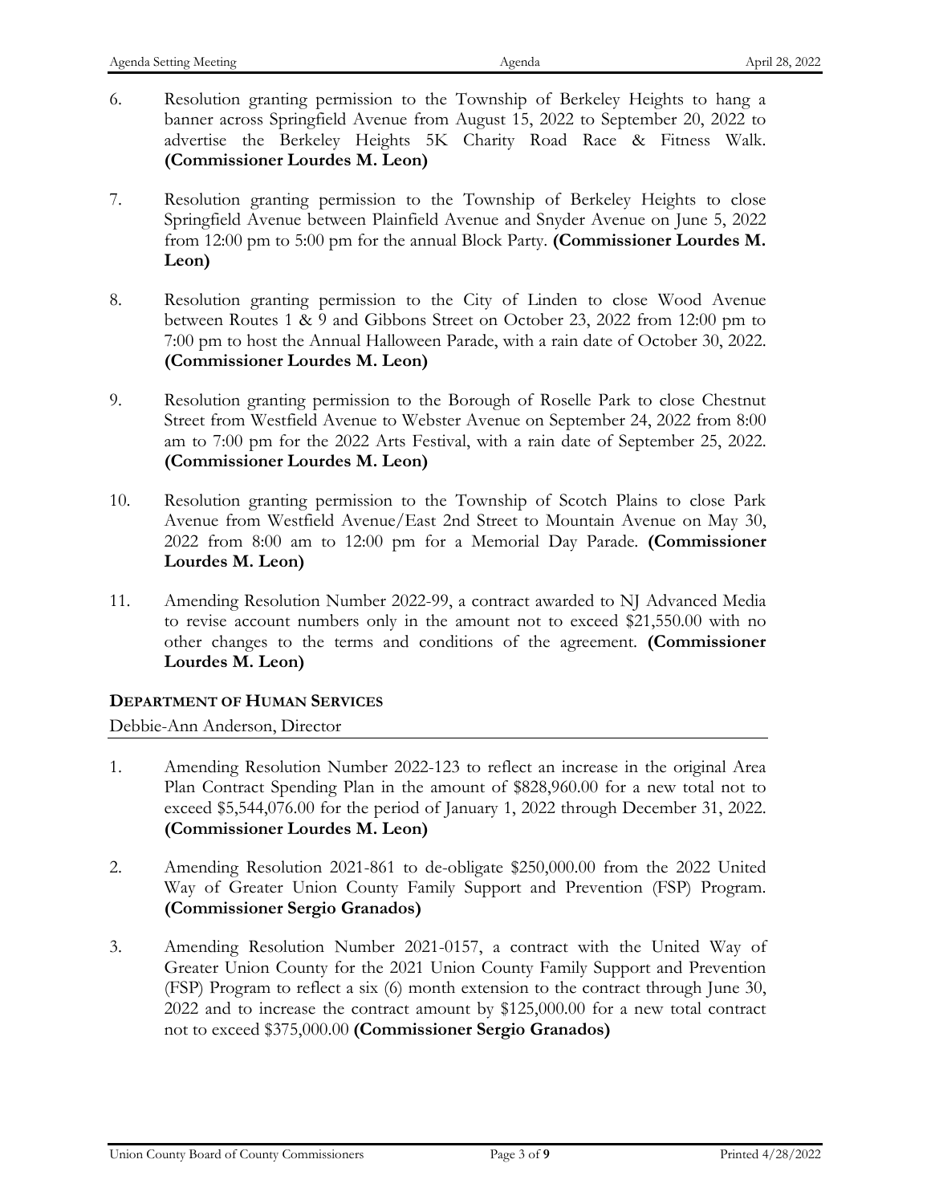6. Resolution granting permission to the Township of Berkeley Heights to hang a banner across Springfield Avenue from August 15, 2022 to September 20, 2022 to advertise the Berkeley Heights 5K Charity Road Race & Fitness Walk. **(Commissioner Lourdes M. Leon)**

7. Resolution granting permission to the Township of Berkeley Heights to close Springfield Avenue between Plainfield Avenue and Snyder Avenue on June 5, 2022 from 12:00 pm to 5:00 pm for the annual Block Party. **(Commissioner Lourdes M. Leon)**

8. Resolution granting permission to the City of Linden to close Wood Avenue between Routes 1 & 9 and Gibbons Street on October 23, 2022 from 12:00 pm to 7:00 pm to host the Annual Halloween Parade, with a rain date of October 30, 2022. **(Commissioner Lourdes M. Leon)**

9. Resolution granting permission to the Borough of Roselle Park to close Chestnut Street from Westfield Avenue to Webster Avenue on September 24, 2022 from 8:00 am to 7:00 pm for the 2022 Arts Festival, with a rain date of September 25, 2022. **(Commissioner Lourdes M. Leon)**

10. Resolution granting permission to the Township of Scotch Plains to close Park Avenue from Westfield Avenue/East 2nd Street to Mountain Avenue on May 30, 2022 from 8:00 am to 12:00 pm for a Memorial Day Parade. **(Commissioner Lourdes M. Leon)**

11. Amending Resolution Number 2022-99, a contract awarded to NJ Advanced Media to revise account numbers only in the amount not to exceed $21,550.00 with no other changes to the terms and conditions of the agreement. **(Commissioner Lourdes M. Leon)**

### DEPARTMENT OF HUMAN SERVICES

Debbie-Ann Anderson, Director

1. Amending Resolution Number 2022-123 to reflect an increase in the original Area Plan Contract Spending Plan in the amount of $828,960.00 for a new total not to exceed $5,544,076.00 for the period of January 1, 2022 through December 31, 2022. **(Commissioner Lourdes M. Leon)**

2. Amending Resolution 2021-861 to de-obligate $250,000.00 from the 2022 United Way of Greater Union County Family Support and Prevention (FSP) Program. **(Commissioner Sergio Granados)**

3. Amending Resolution Number 2021-0157, a contract with the United Way of Greater Union County for the 2021 Union County Family Support and Prevention (FSP) Program to reflect a six (6) month extension to the contract through June 30, 2022 and to increase the contract amount by $125,000.00 for a new total contract not to exceed $375,000.00 **(Commissioner Sergio Granados)**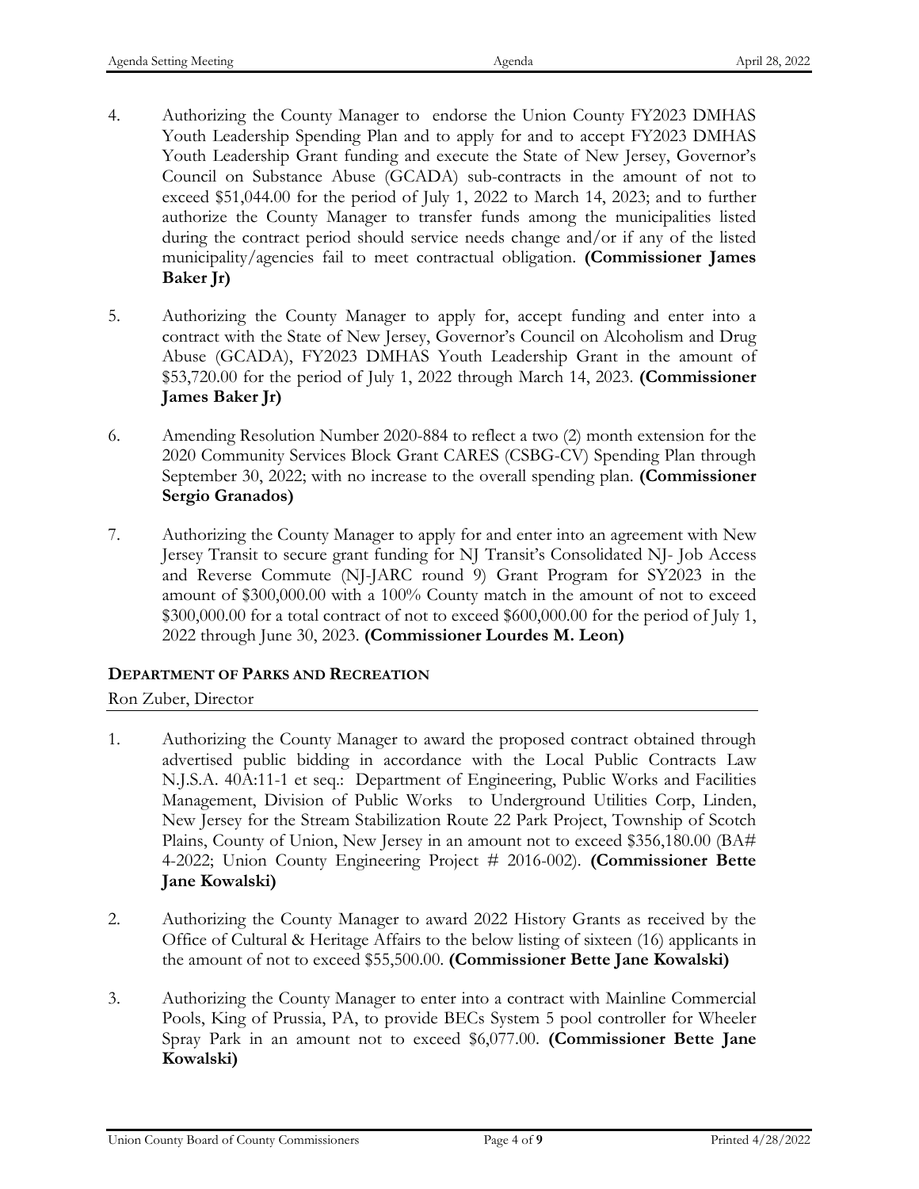4. Authorizing the County Manager to endorse the Union County FY2023 DMHAS Youth Leadership Spending Plan and to apply for and to accept FY2023 DMHAS Youth Leadership Grant funding and execute the State of New Jersey, Governor's Council on Substance Abuse (GCADA) sub-contracts in the amount of not to exceed $51,044.00 for the period of July 1, 2022 to March 14, 2023; and to further authorize the County Manager to transfer funds among the municipalities listed during the contract period should service needs change and/or if any of the listed municipality/agencies fail to meet contractual obligation. **(Commissioner James Baker Jr)**

5. Authorizing the County Manager to apply for, accept funding and enter into a contract with the State of New Jersey, Governor's Council on Alcoholism and Drug Abuse (GCADA), FY2023 DMHAS Youth Leadership Grant in the amount of $53,720.00 for the period of July 1, 2022 through March 14, 2023. **(Commissioner James Baker Jr)**

6. Amending Resolution Number 2020-884 to reflect a two (2) month extension for the 2020 Community Services Block Grant CARES (CSBG-CV) Spending Plan through September 30, 2022; with no increase to the overall spending plan. **(Commissioner Sergio Granados)**

7. Authorizing the County Manager to apply for and enter into an agreement with New Jersey Transit to secure grant funding for NJ Transit's Consolidated NJ- Job Access and Reverse Commute (NJ-JARC round 9) Grant Program for SY2023 in the amount of $300,000.00 with a 100% County match in the amount of not to exceed $300,000.00 for a total contract of not to exceed $600,000.00 for the period of July 1, 2022 through June 30, 2023. **(Commissioner Lourdes M. Leon)**

## DEPARTMENT OF PARKS AND RECREATION

Ron Zuber, Director

1. Authorizing the County Manager to award the proposed contract obtained through advertised public bidding in accordance with the Local Public Contracts Law N.J.S.A. 40A:11-1 et seq.: Department of Engineering, Public Works and Facilities Management, Division of Public Works to Underground Utilities Corp, Linden, New Jersey for the Stream Stabilization Route 22 Park Project, Township of Scotch Plains, County of Union, New Jersey in an amount not to exceed $356,180.00 (BA# 4-2022; Union County Engineering Project # 2016-002). **(Commissioner Bette Jane Kowalski)**

2. Authorizing the County Manager to award 2022 History Grants as received by the Office of Cultural & Heritage Affairs to the below listing of sixteen (16) applicants in the amount of not to exceed $55,500.00. **(Commissioner Bette Jane Kowalski)**

3. Authorizing the County Manager to enter into a contract with Mainline Commercial Pools, King of Prussia, PA, to provide BECs System 5 pool controller for Wheeler Spray Park in an amount not to exceed $6,077.00. **(Commissioner Bette Jane Kowalski)**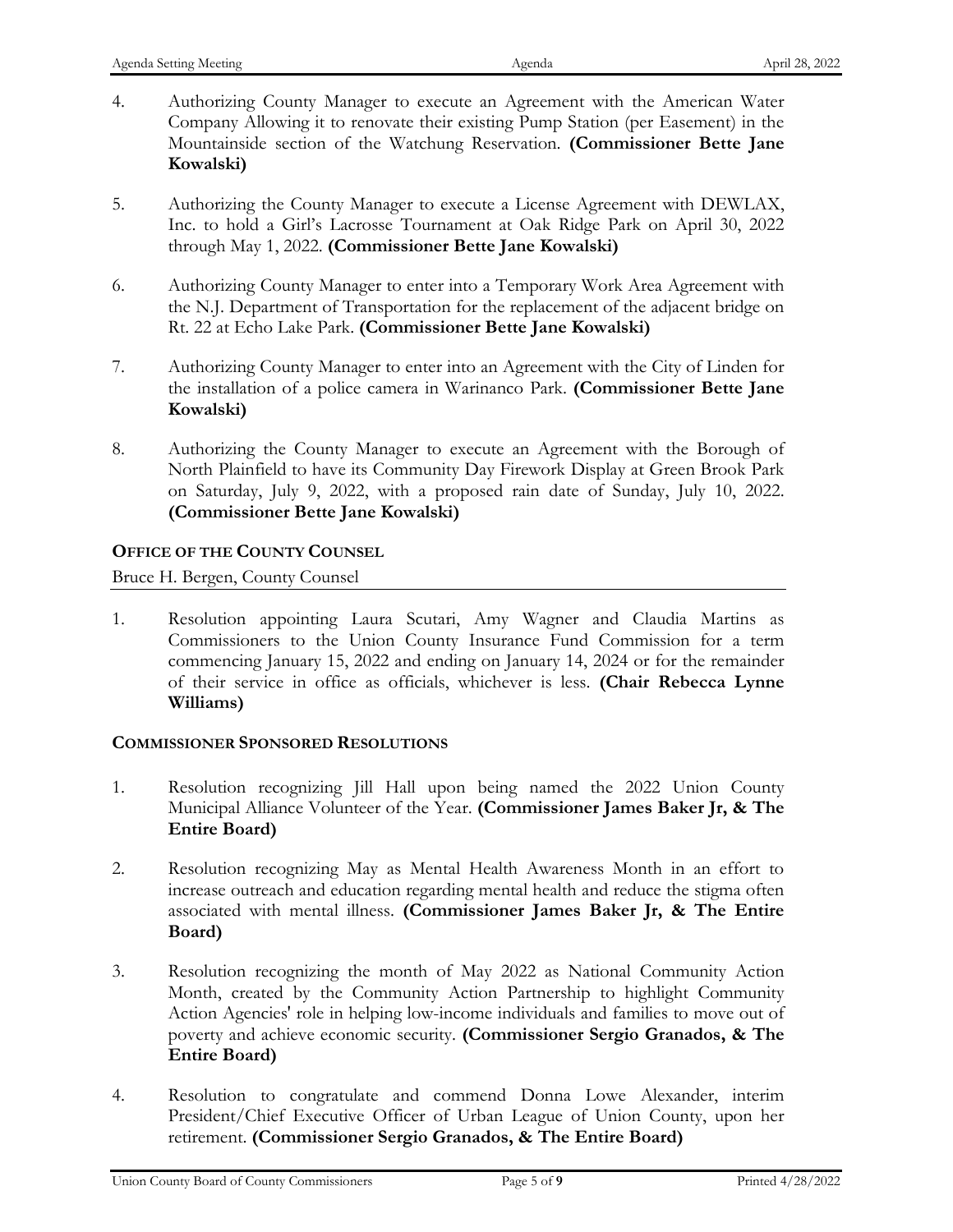4. Authorizing County Manager to execute an Agreement with the American Water Company Allowing it to renovate their existing Pump Station (per Easement) in the Mountainside section of the Watchung Reservation. **(Commissioner Bette Jane Kowalski)**

5. Authorizing the County Manager to execute a License Agreement with DEWLAX, Inc. to hold a Girl's Lacrosse Tournament at Oak Ridge Park on April 30, 2022 through May 1, 2022. **(Commissioner Bette Jane Kowalski)**

6. Authorizing County Manager to enter into a Temporary Work Area Agreement with the N.J. Department of Transportation for the replacement of the adjacent bridge on Rt. 22 at Echo Lake Park. **(Commissioner Bette Jane Kowalski)**

7. Authorizing County Manager to enter into an Agreement with the City of Linden for the installation of a police camera in Warinanco Park. **(Commissioner Bette Jane Kowalski)**

8. Authorizing the County Manager to execute an Agreement with the Borough of North Plainfield to have its Community Day Firework Display at Green Brook Park on Saturday, July 9, 2022, with a proposed rain date of Sunday, July 10, 2022. **(Commissioner Bette Jane Kowalski)**

### OFFICE OF THE COUNTY COUNSEL

Bruce H. Bergen, County Counsel

1. Resolution appointing Laura Scutari, Amy Wagner and Claudia Martins as Commissioners to the Union County Insurance Fund Commission for a term commencing January 15, 2022 and ending on January 14, 2024 or for the remainder of their service in office as officials, whichever is less. **(Chair Rebecca Lynne Williams)**

### COMMISSIONER SPONSORED RESOLUTIONS

1. Resolution recognizing Jill Hall upon being named the 2022 Union County Municipal Alliance Volunteer of the Year. **(Commissioner James Baker Jr, & The Entire Board)**

2. Resolution recognizing May as Mental Health Awareness Month in an effort to increase outreach and education regarding mental health and reduce the stigma often associated with mental illness. **(Commissioner James Baker Jr, & The Entire Board)**

3. Resolution recognizing the month of May 2022 as National Community Action Month, created by the Community Action Partnership to highlight Community Action Agencies' role in helping low-income individuals and families to move out of poverty and achieve economic security. **(Commissioner Sergio Granados, & The Entire Board)**

4. Resolution to congratulate and commend Donna Lowe Alexander, interim President/Chief Executive Officer of Urban League of Union County, upon her retirement. **(Commissioner Sergio Granados, & The Entire Board)**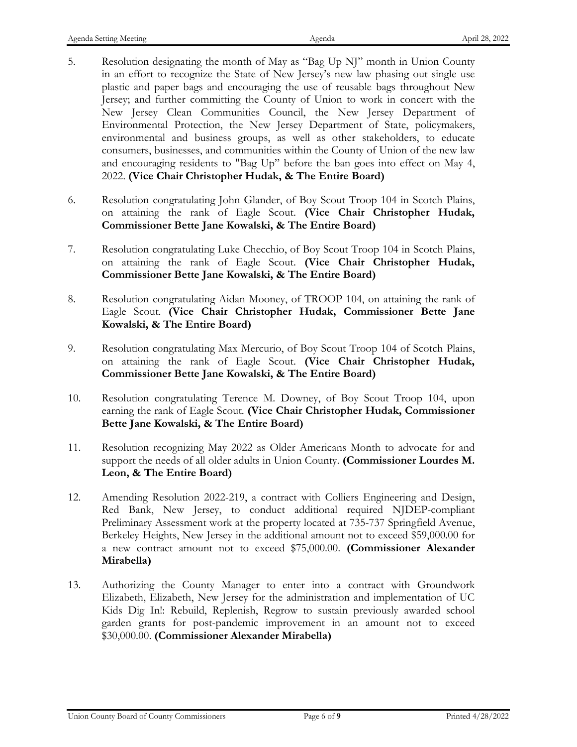5. Resolution designating the month of May as "Bag Up NJ" month in Union County in an effort to recognize the State of New Jersey's new law phasing out single use plastic and paper bags and encouraging the use of reusable bags throughout New Jersey; and further committing the County of Union to work in concert with the New Jersey Clean Communities Council, the New Jersey Department of Environmental Protection, the New Jersey Department of State, policymakers, environmental and business groups, as well as other stakeholders, to educate consumers, businesses, and communities within the County of Union of the new law and encouraging residents to "Bag Up" before the ban goes into effect on May 4, 2022. **(Vice Chair Christopher Hudak, & The Entire Board)**

6. Resolution congratulating John Glander, of Boy Scout Troop 104 in Scotch Plains, on attaining the rank of Eagle Scout. **(Vice Chair Christopher Hudak, Commissioner Bette Jane Kowalski, & The Entire Board)**

7. Resolution congratulating Luke Checchio, of Boy Scout Troop 104 in Scotch Plains, on attaining the rank of Eagle Scout. **(Vice Chair Christopher Hudak, Commissioner Bette Jane Kowalski, & The Entire Board)**

8. Resolution congratulating Aidan Mooney, of TROOP 104, on attaining the rank of Eagle Scout. **(Vice Chair Christopher Hudak, Commissioner Bette Jane Kowalski, & The Entire Board)**

9. Resolution congratulating Max Mercurio, of Boy Scout Troop 104 of Scotch Plains, on attaining the rank of Eagle Scout. **(Vice Chair Christopher Hudak, Commissioner Bette Jane Kowalski, & The Entire Board)**

10. Resolution congratulating Terence M. Downey, of Boy Scout Troop 104, upon earning the rank of Eagle Scout. **(Vice Chair Christopher Hudak, Commissioner Bette Jane Kowalski, & The Entire Board)**

11. Resolution recognizing May 2022 as Older Americans Month to advocate for and support the needs of all older adults in Union County. **(Commissioner Lourdes M. Leon, & The Entire Board)**

12. Amending Resolution 2022-219, a contract with Colliers Engineering and Design, Red Bank, New Jersey, to conduct additional required NJDEP-compliant Preliminary Assessment work at the property located at 735-737 Springfield Avenue, Berkeley Heights, New Jersey in the additional amount not to exceed $59,000.00 for a new contract amount not to exceed $75,000.00. **(Commissioner Alexander Mirabella)**

13. Authorizing the County Manager to enter into a contract with Groundwork Elizabeth, Elizabeth, New Jersey for the administration and implementation of UC Kids Dig In!: Rebuild, Replenish, Regrow to sustain previously awarded school garden grants for post-pandemic improvement in an amount not to exceed $30,000.00. **(Commissioner Alexander Mirabella)**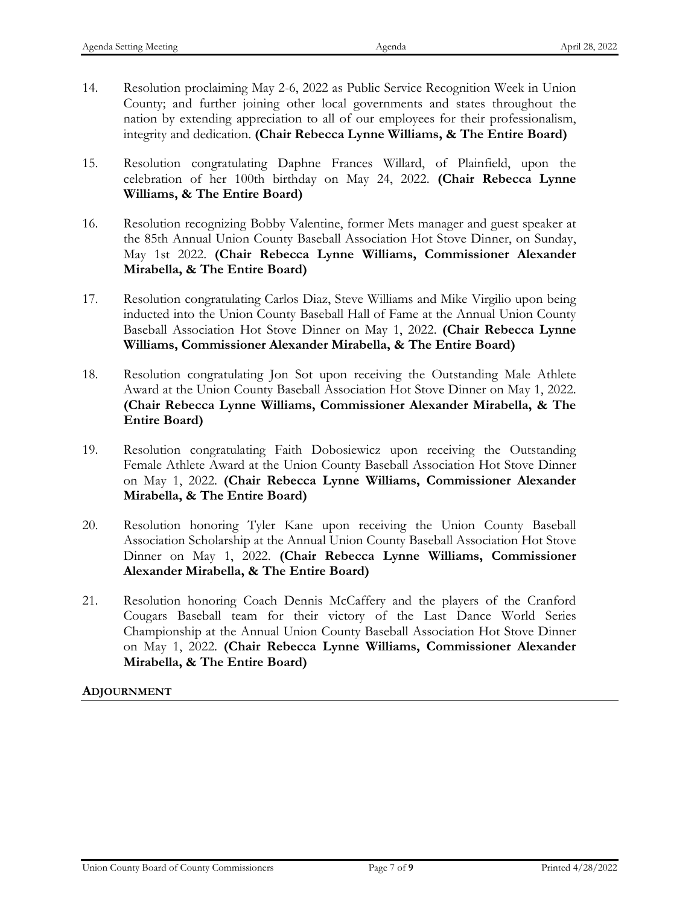14. Resolution proclaiming May 2-6, 2022 as Public Service Recognition Week in Union County; and further joining other local governments and states throughout the nation by extending appreciation to all of our employees for their professionalism, integrity and dedication. **(Chair Rebecca Lynne Williams, & The Entire Board)**

15. Resolution congratulating Daphne Frances Willard, of Plainfield, upon the celebration of her 100th birthday on May 24, 2022. **(Chair Rebecca Lynne Williams, & The Entire Board)**

16. Resolution recognizing Bobby Valentine, former Mets manager and guest speaker at the 85th Annual Union County Baseball Association Hot Stove Dinner, on Sunday, May 1st 2022. **(Chair Rebecca Lynne Williams, Commissioner Alexander Mirabella, & The Entire Board)**

17. Resolution congratulating Carlos Diaz, Steve Williams and Mike Virgilio upon being inducted into the Union County Baseball Hall of Fame at the Annual Union County Baseball Association Hot Stove Dinner on May 1, 2022. **(Chair Rebecca Lynne Williams, Commissioner Alexander Mirabella, & The Entire Board)**

18. Resolution congratulating Jon Sot upon receiving the Outstanding Male Athlete Award at the Union County Baseball Association Hot Stove Dinner on May 1, 2022. **(Chair Rebecca Lynne Williams, Commissioner Alexander Mirabella, & The Entire Board)**

19. Resolution congratulating Faith Dobosiewicz upon receiving the Outstanding Female Athlete Award at the Union County Baseball Association Hot Stove Dinner on May 1, 2022. **(Chair Rebecca Lynne Williams, Commissioner Alexander Mirabella, & The Entire Board)**

20. Resolution honoring Tyler Kane upon receiving the Union County Baseball Association Scholarship at the Annual Union County Baseball Association Hot Stove Dinner on May 1, 2022. **(Chair Rebecca Lynne Williams, Commissioner Alexander Mirabella, & The Entire Board)**

21. Resolution honoring Coach Dennis McCaffery and the players of the Cranford Cougars Baseball team for their victory of the Last Dance World Series Championship at the Annual Union County Baseball Association Hot Stove Dinner on May 1, 2022. **(Chair Rebecca Lynne Williams, Commissioner Alexander Mirabella, & The Entire Board)**

**ADJOURNMENT**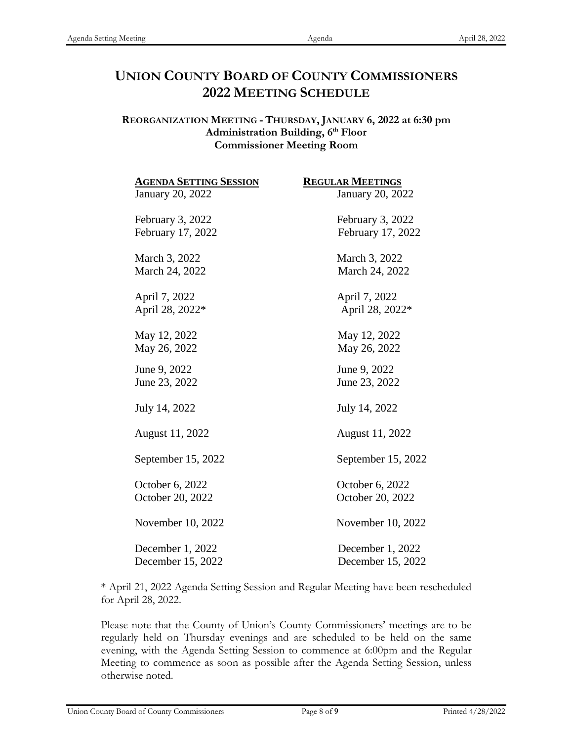# UNION COUNTY BOARD OF COUNTY COMMISSIONERS
# 2022 MEETING SCHEDULE

**REORGANIZATION MEETING - THURSDAY, JANUARY 6, 2022 at 6:30 pm**
**Administration Building, 6th Floor**
**Commissioner Meeting Room**

| **AGENDA SETTING SESSION** | **REGULAR MEETINGS** |
| --- | --- |
| January 20, 2022 | January 20, 2022 |
| February 3, 2022 | February 3, 2022 |
| February 17, 2022 | February 17, 2022 |
| March 3, 2022 | March 3, 2022 |
| March 24, 2022 | March 24, 2022 |
| April 7, 2022 | April 7, 2022 |
| April 28, 2022* | April 28, 2022* |
| May 12, 2022 | May 12, 2022 |
| May 26, 2022 | May 26, 2022 |
| June 9, 2022 | June 9, 2022 |
| June 23, 2022 | June 23, 2022 |
| July 14, 2022 | July 14, 2022 |
| August 11, 2022 | August 11, 2022 |
| September 15, 2022 | September 15, 2022 |
| October 6, 2022 | October 6, 2022 |
| October 20, 2022 | October 20, 2022 |
| November 10, 2022 | November 10, 2022 |
| December 1, 2022 | December 1, 2022 |
| December 15, 2022 | December 15, 2022 |

* April 21, 2022 Agenda Setting Session and Regular Meeting have been rescheduled for April 28, 2022.

Please note that the County of Union's County Commissioners' meetings are to be regularly held on Thursday evenings and are scheduled to be held on the same evening, with the Agenda Setting Session to commence at 6:00pm and the Regular Meeting to commence as soon as possible after the Agenda Setting Session, unless otherwise noted.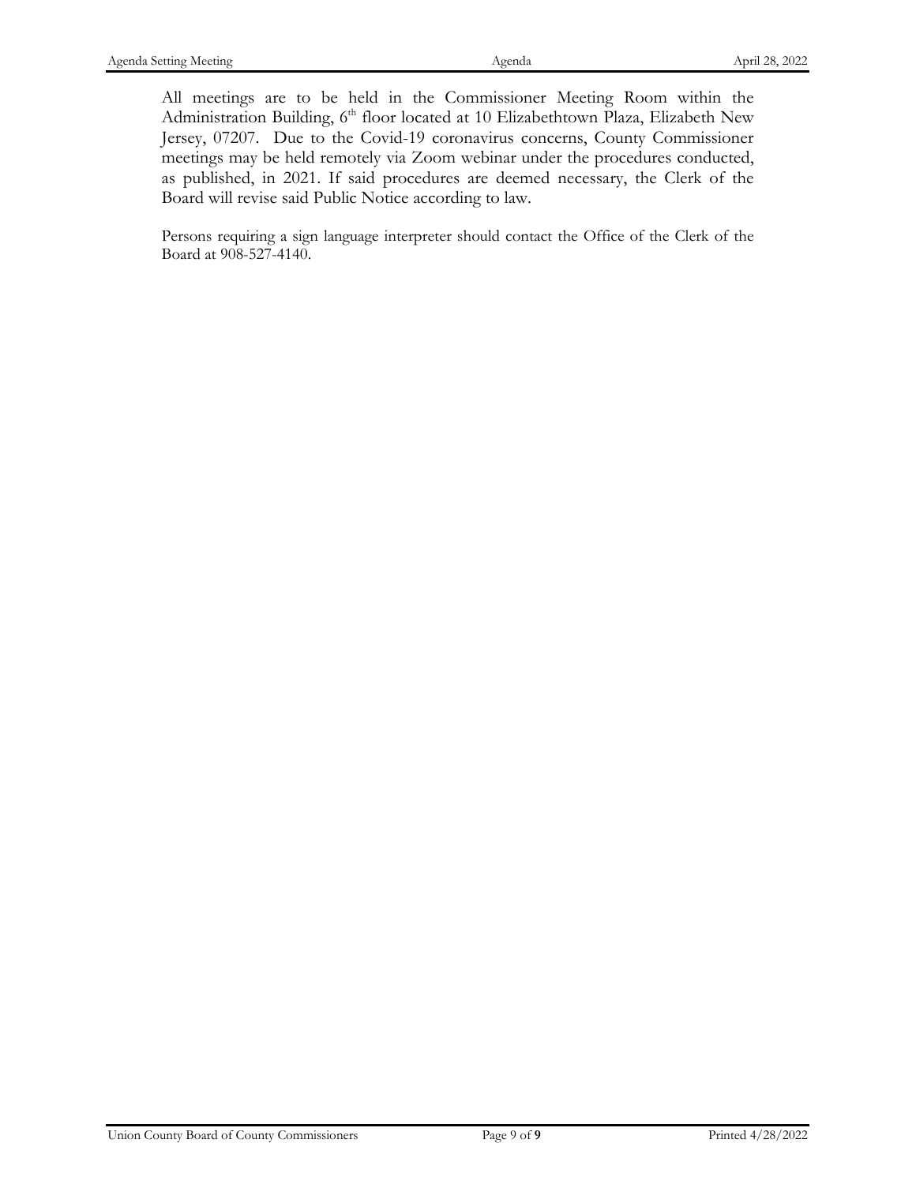All meetings are to be held in the Commissioner Meeting Room within the Administration Building, 6th floor located at 10 Elizabethtown Plaza, Elizabeth New Jersey, 07207. Due to the Covid-19 coronavirus concerns, County Commissioner meetings may be held remotely via Zoom webinar under the procedures conducted, as published, in 2021. If said procedures are deemed necessary, the Clerk of the Board will revise said Public Notice according to law.

Persons requiring a sign language interpreter should contact the Office of the Clerk of the Board at 908-527-4140.